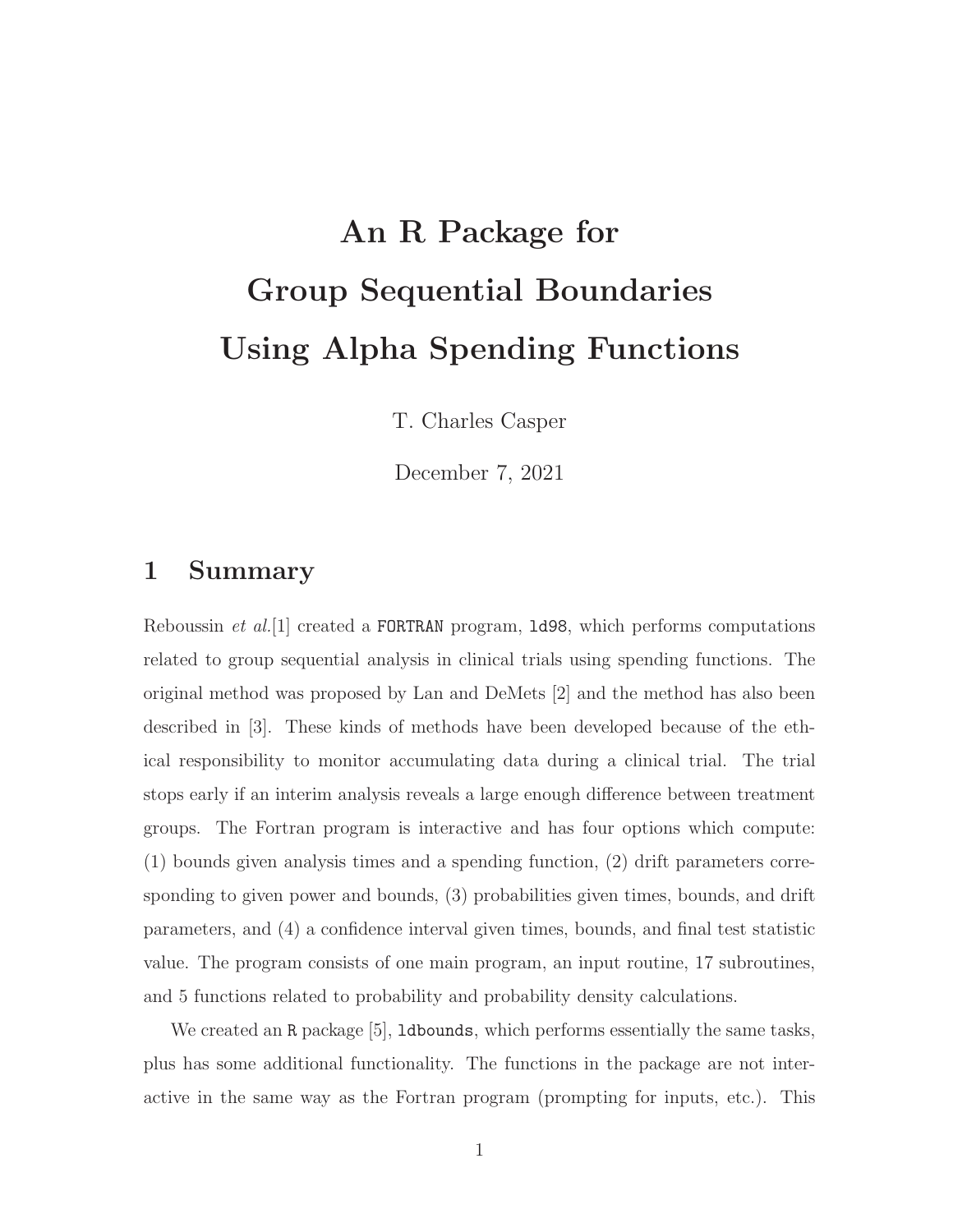# An R Package for Group Sequential Boundaries Using Alpha Spending Functions

T. Charles Casper

December 7, 2021

## 1 Summary

Reboussin *et al.*[1] created a `FORTRAN` program, `ld98`, which performs computations related to group sequential analysis in clinical trials using spending functions. The original method was proposed by Lan and DeMets [2] and the method has also been described in [3]. These kinds of methods have been developed because of the ethical responsibility to monitor accumulating data during a clinical trial. The trial stops early if an interim analysis reveals a large enough difference between treatment groups. The Fortran program is interactive and has four options which compute: (1) bounds given analysis times and a spending function, (2) drift parameters corresponding to given power and bounds, (3) probabilities given times, bounds, and drift parameters, and (4) a confidence interval given times, bounds, and final test statistic value. The program consists of one main program, an input routine, 17 subroutines, and 5 functions related to probability and probability density calculations.

We created an `R` package [5], `ldbounds`, which performs essentially the same tasks, plus has some additional functionality. The functions in the package are not interactive in the same way as the Fortran program (prompting for inputs, etc.). This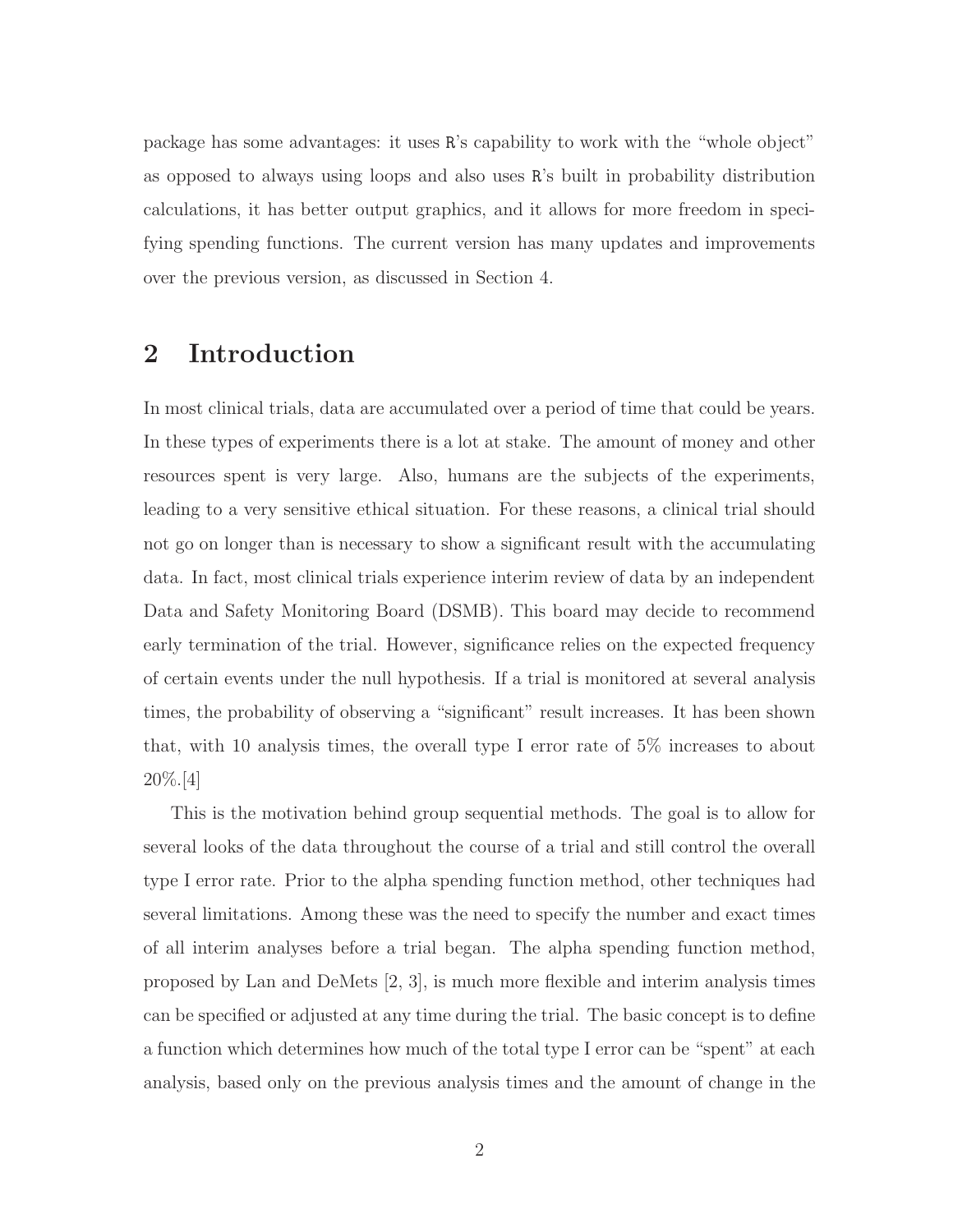package has some advantages: it uses `R`'s capability to work with the "whole object" as opposed to always using loops and also uses `R`'s built in probability distribution calculations, it has better output graphics, and it allows for more freedom in specifying spending functions. The current version has many updates and improvements over the previous version, as discussed in Section 4.

## 2 Introduction

In most clinical trials, data are accumulated over a period of time that could be years. In these types of experiments there is a lot at stake. The amount of money and other resources spent is very large. Also, humans are the subjects of the experiments, leading to a very sensitive ethical situation. For these reasons, a clinical trial should not go on longer than is necessary to show a significant result with the accumulating data. In fact, most clinical trials experience interim review of data by an independent Data and Safety Monitoring Board (DSMB). This board may decide to recommend early termination of the trial. However, significance relies on the expected frequency of certain events under the null hypothesis. If a trial is monitored at several analysis times, the probability of observing a "significant" result increases. It has been shown that, with 10 analysis times, the overall type I error rate of 5% increases to about 20%.[4]

This is the motivation behind group sequential methods. The goal is to allow for several looks of the data throughout the course of a trial and still control the overall type I error rate. Prior to the alpha spending function method, other techniques had several limitations. Among these was the need to specify the number and exact times of all interim analyses before a trial began. The alpha spending function method, proposed by Lan and DeMets [2, 3], is much more flexible and interim analysis times can be specified or adjusted at any time during the trial. The basic concept is to define a function which determines how much of the total type I error can be "spent" at each analysis, based only on the previous analysis times and the amount of change in the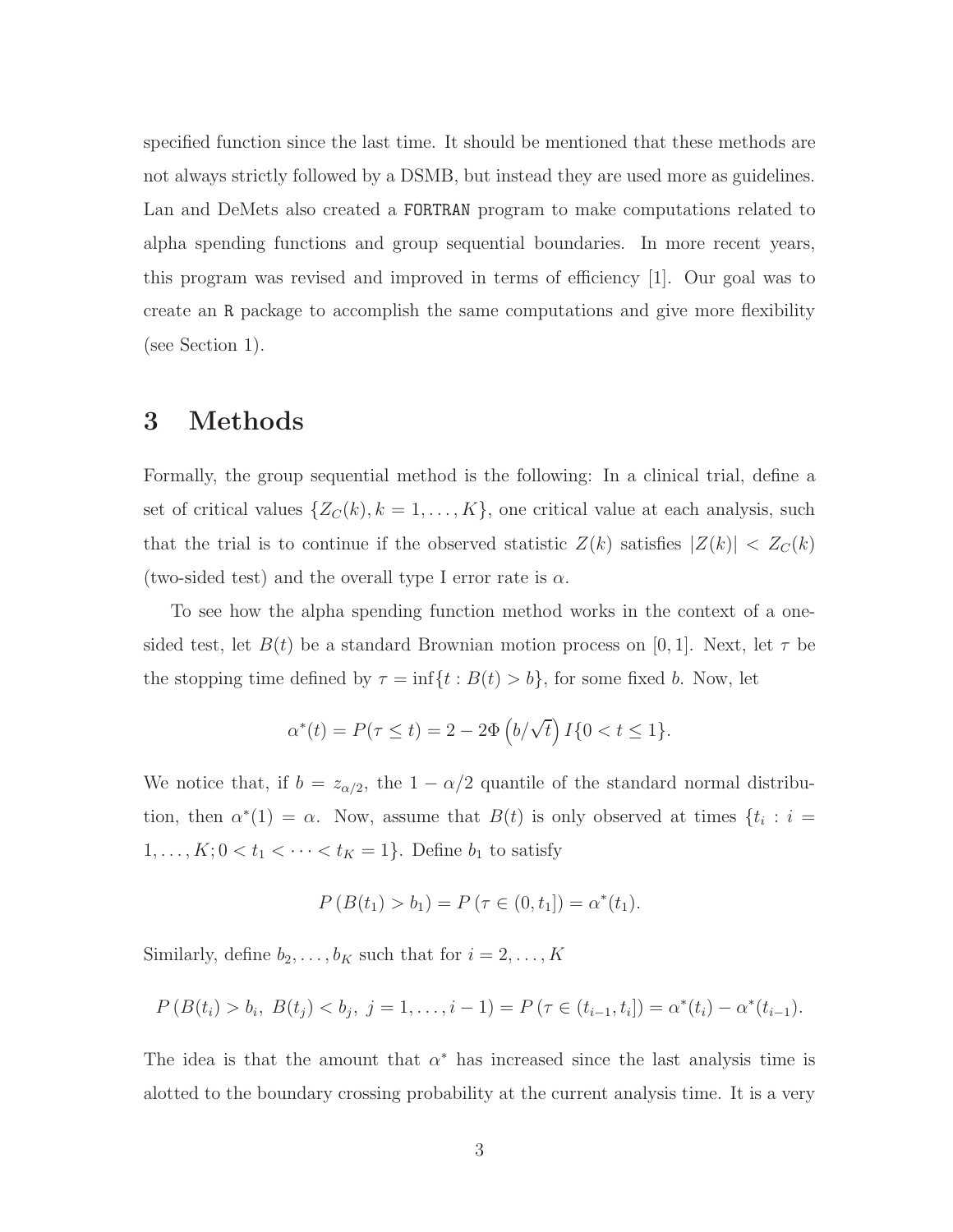specified function since the last time. It should be mentioned that these methods are not always strictly followed by a DSMB, but instead they are used more as guidelines. Lan and DeMets also created a `FORTRAN` program to make computations related to alpha spending functions and group sequential boundaries. In more recent years, this program was revised and improved in terms of efficiency [1]. Our goal was to create an `R` package to accomplish the same computations and give more flexibility (see Section 1).

# 3 Methods

Formally, the group sequential method is the following: In a clinical trial, define a set of critical values $\{Z_C(k), k = 1, \ldots, K\}$, one critical value at each analysis, such that the trial is to continue if the observed statistic $Z(k)$ satisfies $|Z(k)| < Z_C(k)$ (two-sided test) and the overall type I error rate is $\alpha$.

To see how the alpha spending function method works in the context of a one-sided test, let $B(t)$ be a standard Brownian motion process on $[0, 1]$. Next, let $\tau$ be the stopping time defined by $\tau = \inf\{t : B(t) > b\}$, for some fixed $b$. Now, let

$$\alpha^*(t) = P(\tau \leq t) = 2 - 2\Phi\left(b/\sqrt{t}\right) I\{0 < t \leq 1\}.$$

We notice that, if $b = z_{\alpha/2}$, the $1 - \alpha/2$ quantile of the standard normal distribution, then $\alpha^*(1) = \alpha$. Now, assume that $B(t)$ is only observed at times $\{t_i : i = 1, \ldots, K; 0 < t_1 < \cdots < t_K = 1\}$. Define $b_1$ to satisfy

$$P\left(B(t_1) > b_1\right) = P\left(\tau \in (0, t_1]\right) = \alpha^*(t_1).$$

Similarly, define $b_2, \ldots, b_K$ such that for $i = 2, \ldots, K$

$$P\left(B(t_i) > b_i,\ B(t_j) < b_j,\ j = 1, \ldots, i-1\right) = P\left(\tau \in (t_{i-1}, t_i]\right) = \alpha^*(t_i) - \alpha^*(t_{i-1}).$$

The idea is that the amount that $\alpha^*$ has increased since the last analysis time is alotted to the boundary crossing probability at the current analysis time. It is a very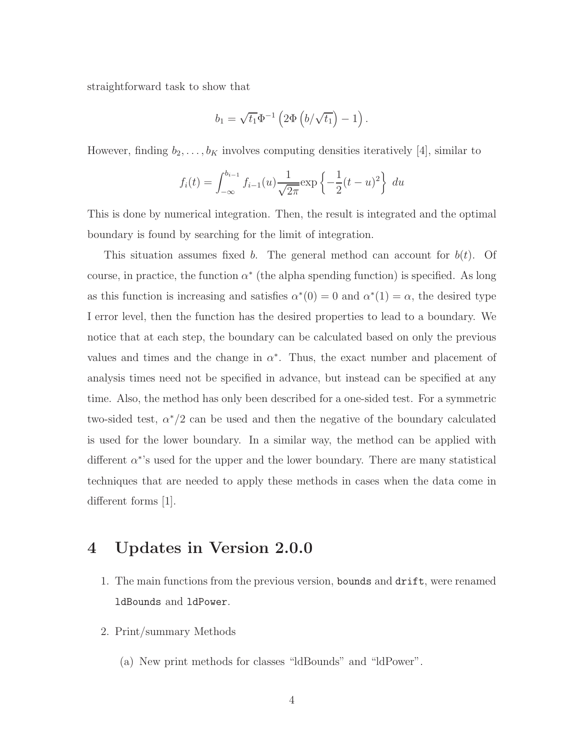straightforward task to show that

$$b_1 = \sqrt{t_1}\Phi^{-1}\left(2\Phi\left(b/\sqrt{t_1}\right) - 1\right).$$

However, finding $b_2, \ldots, b_K$ involves computing densities iteratively [4], similar to

$$f_i(t) = \int_{-\infty}^{b_{i-1}} f_{i-1}(u)\frac{1}{\sqrt{2\pi}}\exp\left\{-\frac{1}{2}(t-u)^2\right\}\, du$$

This is done by numerical integration. Then, the result is integrated and the optimal boundary is found by searching for the limit of integration.

This situation assumes fixed $b$. The general method can account for $b(t)$. Of course, in practice, the function $\alpha^*$ (the alpha spending function) is specified. As long as this function is increasing and satisfies $\alpha^*(0) = 0$ and $\alpha^*(1) = \alpha$, the desired type I error level, then the function has the desired properties to lead to a boundary. We notice that at each step, the boundary can be calculated based on only the previous values and times and the change in $\alpha^*$. Thus, the exact number and placement of analysis times need not be specified in advance, but instead can be specified at any time. Also, the method has only been described for a one-sided test. For a symmetric two-sided test, $\alpha^*/2$ can be used and then the negative of the boundary calculated is used for the lower boundary. In a similar way, the method can be applied with different $\alpha^*$'s used for the upper and the lower boundary. There are many statistical techniques that are needed to apply these methods in cases when the data come in different forms [1].

# 4 Updates in Version 2.0.0

1. The main functions from the previous version, `bounds` and `drift`, were renamed `ldBounds` and `ldPower`.
2. Print/summary Methods
   (a) New print methods for classes "ldBounds" and "ldPower".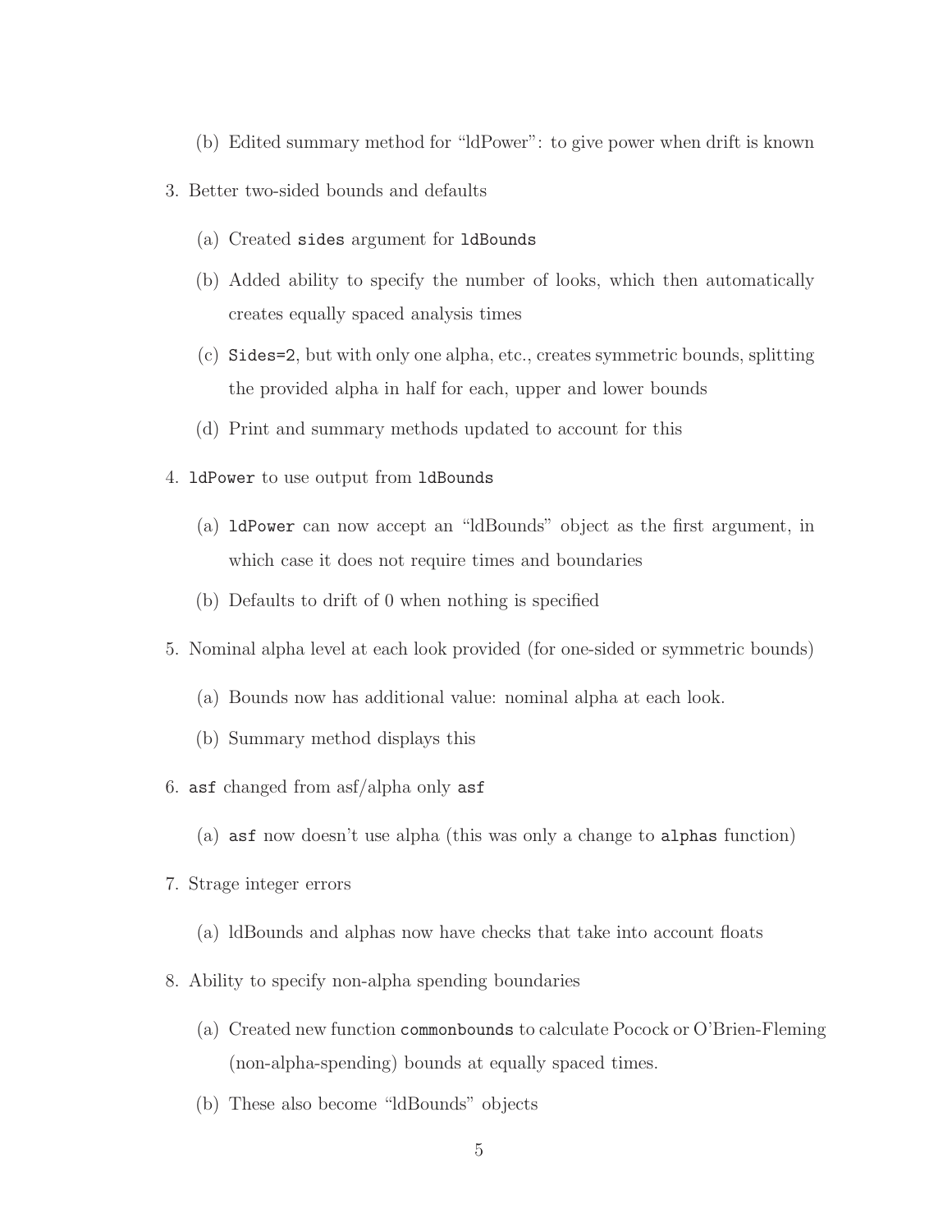(b) Edited summary method for "ldPower": to give power when drift is known

3. Better two-sided bounds and defaults

   (a) Created `sides` argument for `ldBounds`

   (b) Added ability to specify the number of looks, which then automatically creates equally spaced analysis times

   (c) `Sides=2`, but with only one alpha, etc., creates symmetric bounds, splitting the provided alpha in half for each, upper and lower bounds

   (d) Print and summary methods updated to account for this

4. `ldPower` to use output from `ldBounds`

   (a) `ldPower` can now accept an "ldBounds" object as the first argument, in which case it does not require times and boundaries

   (b) Defaults to drift of 0 when nothing is specified

5. Nominal alpha level at each look provided (for one-sided or symmetric bounds)

   (a) Bounds now has additional value: nominal alpha at each look.

   (b) Summary method displays this

6. `asf` changed from asf/alpha only `asf`

   (a) `asf` now doesn't use alpha (this was only a change to `alphas` function)

7. Strage integer errors

   (a) ldBounds and alphas now have checks that take into account floats

8. Ability to specify non-alpha spending boundaries

   (a) Created new function `commonbounds` to calculate Pocock or O'Brien-Fleming (non-alpha-spending) bounds at equally spaced times.

   (b) These also become "ldBounds" objects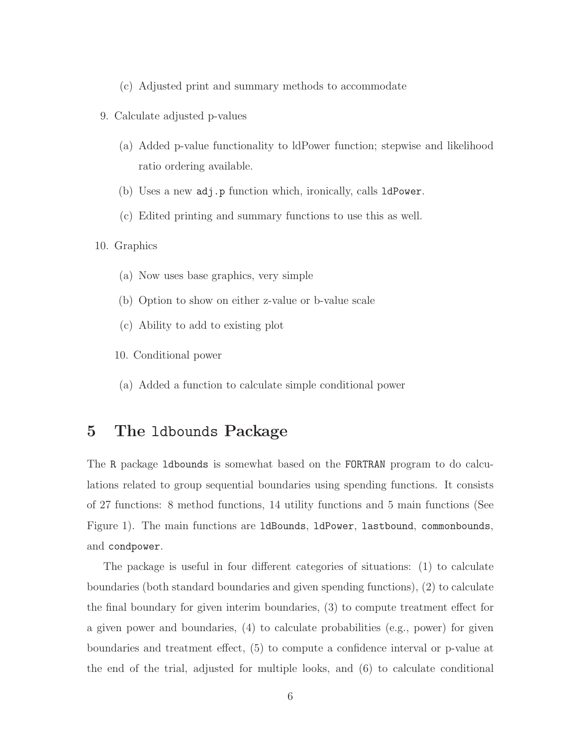(c) Adjusted print and summary methods to accommodate

9. Calculate adjusted p-values

   (a) Added p-value functionality to ldPower function; stepwise and likelihood ratio ordering available.

   (b) Uses a new `adj.p` function which, ironically, calls `ldPower`.

   (c) Edited printing and summary functions to use this as well.

10. Graphics

   (a) Now uses base graphics, very simple

   (b) Option to show on either z-value or b-value scale

   (c) Ability to add to existing plot

10. Conditional power

   (a) Added a function to calculate simple conditional power

## 5 The `ldbounds` Package

The `R` package `ldbounds` is somewhat based on the `FORTRAN` program to do calculations related to group sequential boundaries using spending functions. It consists of 27 functions: 8 method functions, 14 utility functions and 5 main functions (See Figure 1). The main functions are `ldBounds`, `ldPower`, `lastbound`, `commonbounds`, and `condpower`.

The package is useful in four different categories of situations: (1) to calculate boundaries (both standard boundaries and given spending functions), (2) to calculate the final boundary for given interim boundaries, (3) to compute treatment effect for a given power and boundaries, (4) to calculate probabilities (e.g., power) for given boundaries and treatment effect, (5) to compute a confidence interval or p-value at the end of the trial, adjusted for multiple looks, and (6) to calculate conditional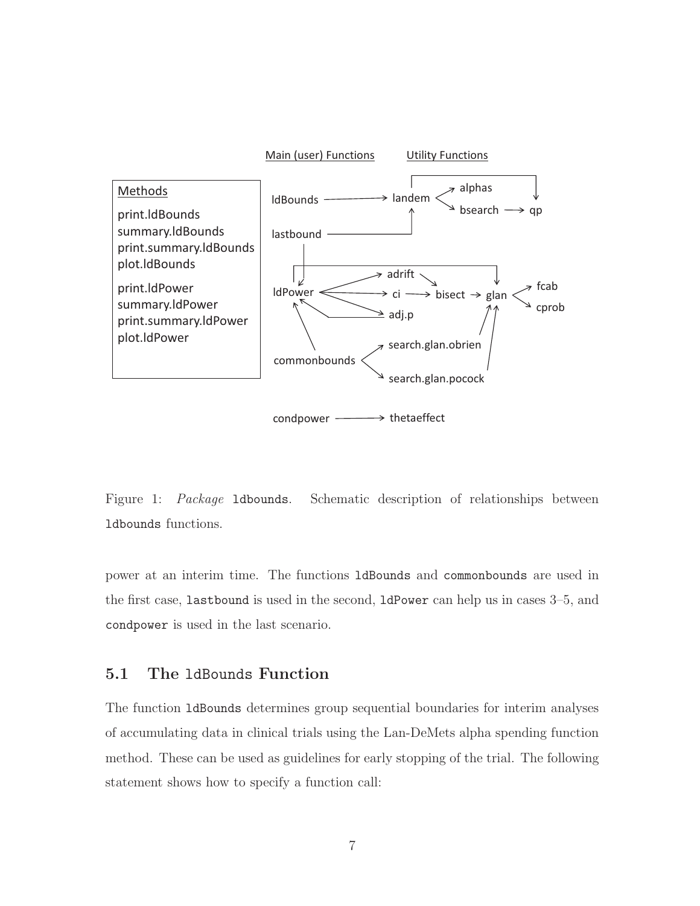Figure 1: *Package* `ldbounds`. Schematic description of relationships between `ldbounds` functions.

power at an interim time. The functions `ldBounds` and `commonbounds` are used in the first case, `lastbound` is used in the second, `ldPower` can help us in cases 3–5, and `condpower` is used in the last scenario.

## 5.1 The `ldBounds` Function

The function `ldBounds` determines group sequential boundaries for interim analyses of accumulating data in clinical trials using the Lan-DeMets alpha spending function method. These can be used as guidelines for early stopping of the trial. The following statement shows how to specify a function call: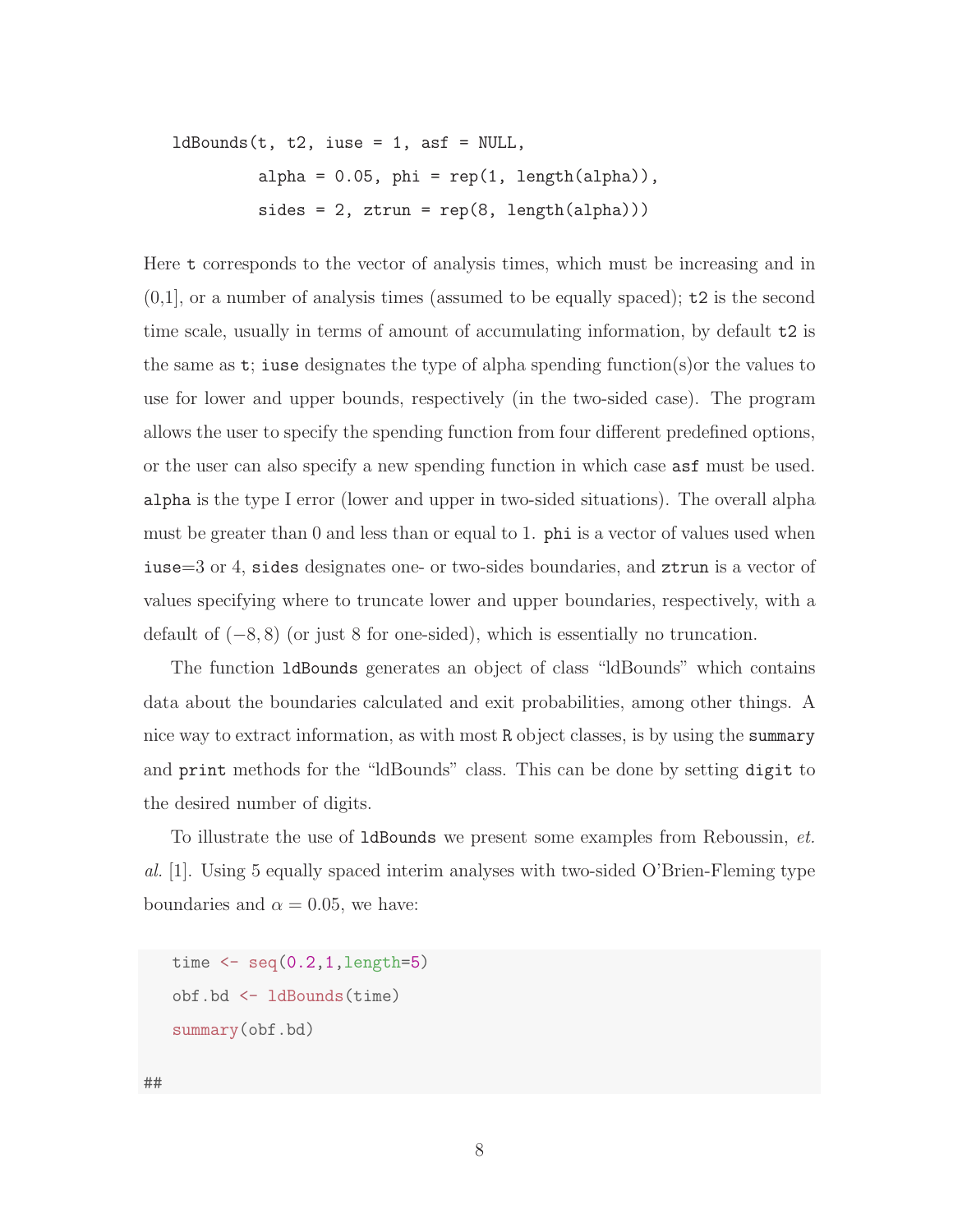```
ldBounds(t, t2, iuse = 1, asf = NULL,
         alpha = 0.05, phi = rep(1, length(alpha)),
         sides = 2, ztrun = rep(8, length(alpha)))
```

Here `t` corresponds to the vector of analysis times, which must be increasing and in (0,1], or a number of analysis times (assumed to be equally spaced); `t2` is the second time scale, usually in terms of amount of accumulating information, by default `t2` is the same as `t`; `iuse` designates the type of alpha spending function(s)or the values to use for lower and upper bounds, respectively (in the two-sided case). The program allows the user to specify the spending function from four different predefined options, or the user can also specify a new spending function in which case `asf` must be used. `alpha` is the type I error (lower and upper in two-sided situations). The overall alpha must be greater than 0 and less than or equal to 1. `phi` is a vector of values used when `iuse`=3 or 4, `sides` designates one- or two-sides boundaries, and `ztrun` is a vector of values specifying where to truncate lower and upper boundaries, respectively, with a default of $(-8, 8)$ (or just 8 for one-sided), which is essentially no truncation.

The function `ldBounds` generates an object of class "ldBounds" which contains data about the boundaries calculated and exit probabilities, among other things. A nice way to extract information, as with most R object classes, is by using the `summary` and `print` methods for the "ldBounds" class. This can be done by setting `digit` to the desired number of digits.

To illustrate the use of `ldBounds` we present some examples from Reboussin, *et. al.* [1]. Using 5 equally spaced interim analyses with two-sided O'Brien-Fleming type boundaries and $\alpha = 0.05$, we have:

```
time <- seq(0.2,1,length=5)
obf.bd <- ldBounds(time)
summary(obf.bd)

##
```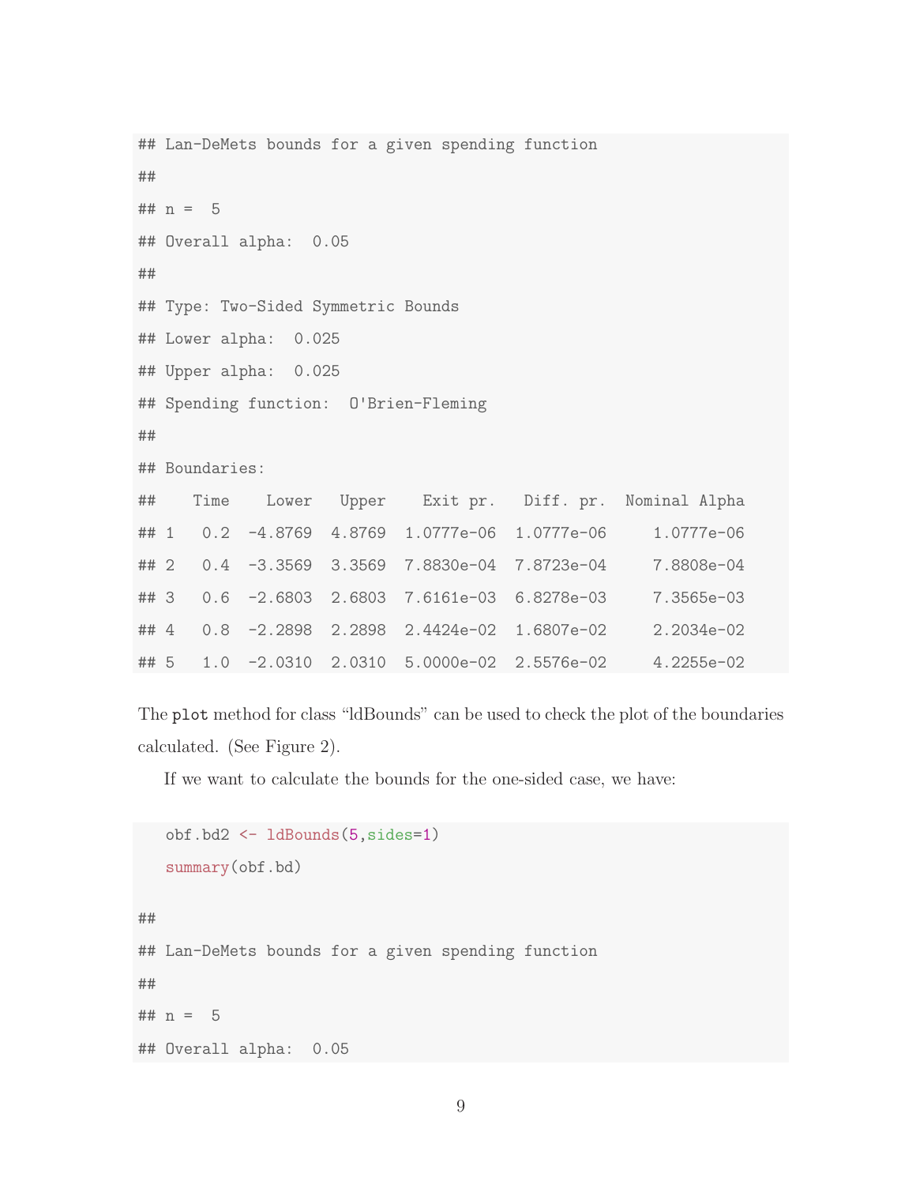```
## Lan-DeMets bounds for a given spending function
##
## n =  5
## Overall alpha:  0.05
##
## Type: Two-Sided Symmetric Bounds
## Lower alpha:  0.025
## Upper alpha:  0.025
## Spending function:  O'Brien-Fleming
##
## Boundaries:
##    Time    Lower   Upper    Exit pr.   Diff. pr.  Nominal Alpha
## 1   0.2  -4.8769  4.8769  1.0777e-06  1.0777e-06     1.0777e-06
## 2   0.4  -3.3569  3.3569  7.8830e-04  7.8723e-04     7.8808e-04
## 3   0.6  -2.6803  2.6803  7.6161e-03  6.8278e-03     7.3565e-03
## 4   0.8  -2.2898  2.2898  2.4424e-02  1.6807e-02     2.2034e-02
## 5   1.0  -2.0310  2.0310  5.0000e-02  2.5576e-02     4.2255e-02
```

The `plot` method for class “ldBounds” can be used to check the plot of the boundaries calculated. (See Figure 2).

If we want to calculate the bounds for the one-sided case, we have:

```
obf.bd2 <- ldBounds(5,sides=1)
summary(obf.bd)
```

```
##
## Lan-DeMets bounds for a given spending function
##
## n =  5
## Overall alpha:  0.05
```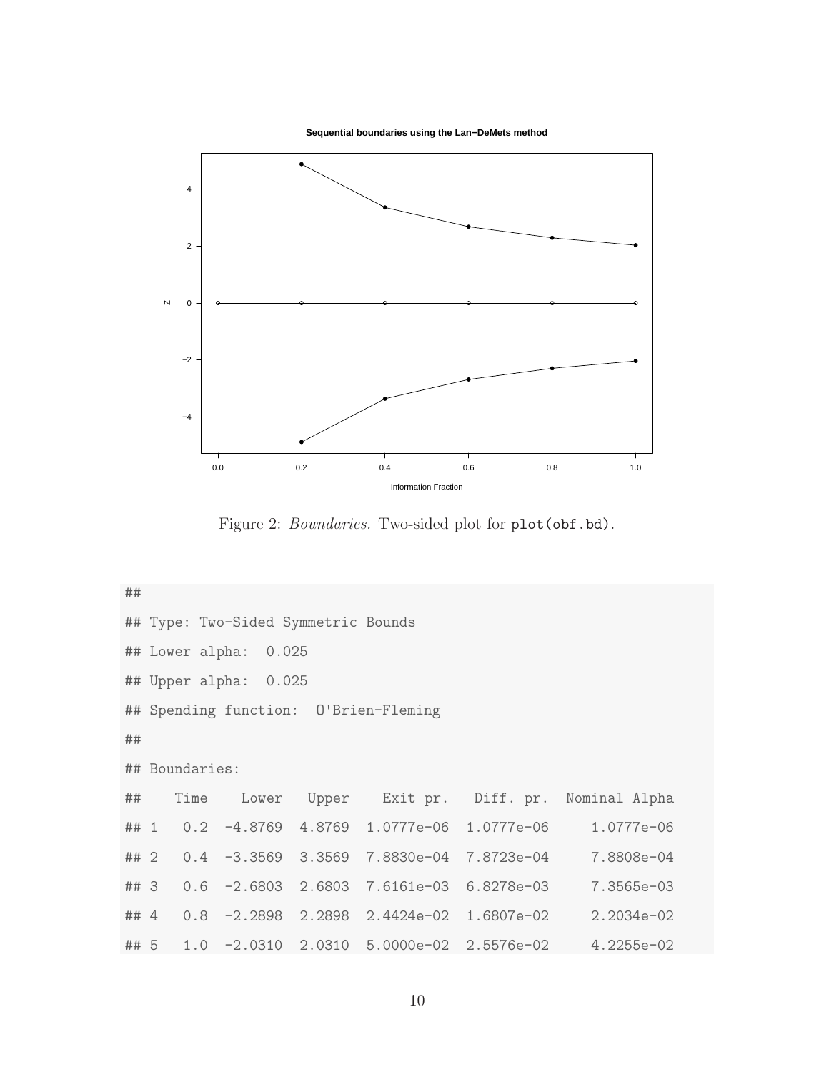Figure 2: *Boundaries.* Two-sided plot for `plot(obf.bd)`.

```
## 
## Type: Two-Sided Symmetric Bounds
## Lower alpha:  0.025
## Upper alpha:  0.025
## Spending function:  O'Brien-Fleming
## 
## Boundaries:
##    Time   Lower  Upper   Exit pr.   Diff. pr.  Nominal Alpha
## 1   0.2 -4.8769 4.8769 1.0777e-06 1.0777e-06     1.0777e-06
## 2   0.4 -3.3569 3.3569 7.8830e-04 7.8723e-04     7.8808e-04
## 3   0.6 -2.6803 2.6803 7.6161e-03 6.8278e-03     7.3565e-03
## 4   0.8 -2.2898 2.2898 2.4424e-02 1.6807e-02     2.2034e-02
## 5   1.0 -2.0310 2.0310 5.0000e-02 2.5576e-02     4.2255e-02
```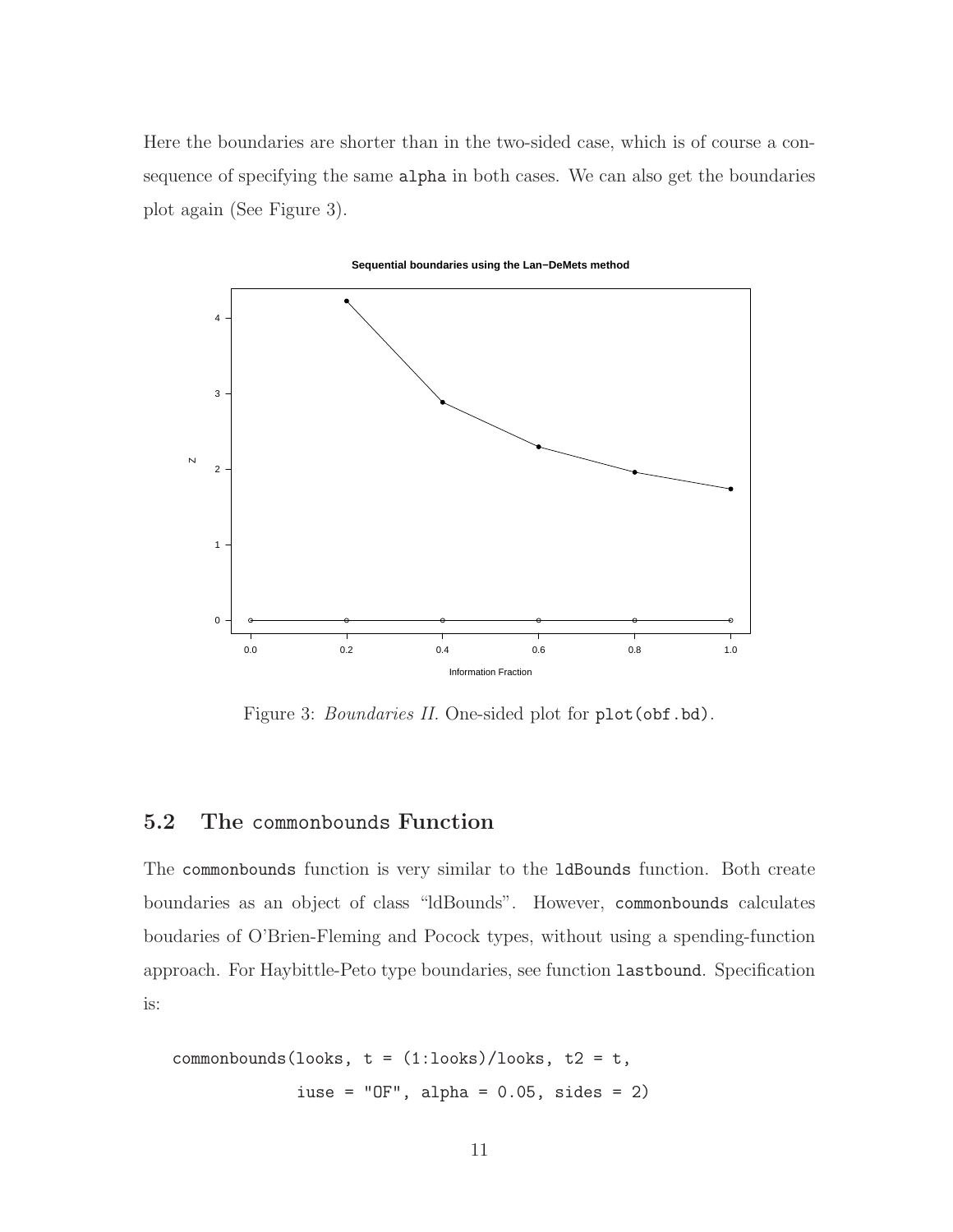Here the boundaries are shorter than in the two-sided case, which is of course a consequence of specifying the same `alpha` in both cases. We can also get the boundaries plot again (See Figure 3).

Figure 3: *Boundaries II.* One-sided plot for `plot(obf.bd)`.

## 5.2 The `commonbounds` Function

The `commonbounds` function is very similar to the `ldBounds` function. Both create boundaries as an object of class "ldBounds". However, `commonbounds` calculates boudaries of O'Brien-Fleming and Pocock types, without using a spending-function approach. For Haybittle-Peto type boundaries, see function `lastbound`. Specification is:

```
commonbounds(looks, t = (1:looks)/looks, t2 = t,
             iuse = "OF", alpha = 0.05, sides = 2)
```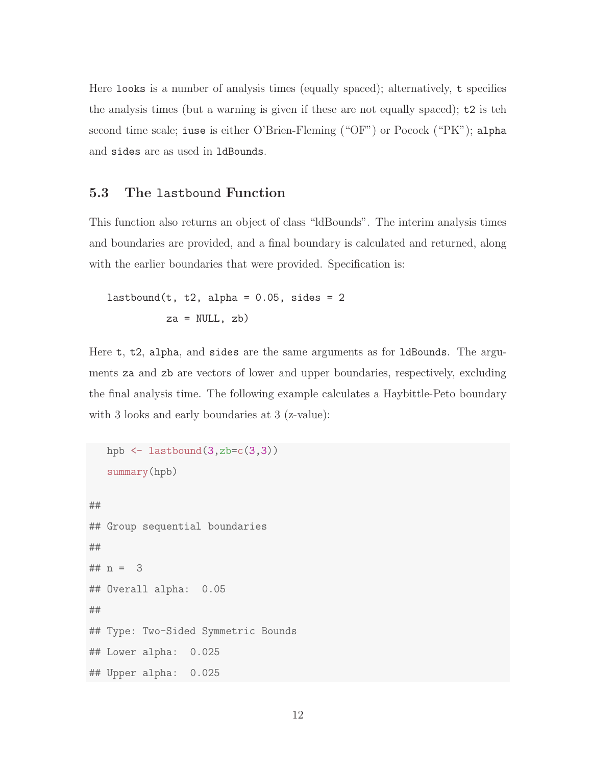Here `looks` is a number of analysis times (equally spaced); alternatively, `t` specifies the analysis times (but a warning is given if these are not equally spaced); `t2` is teh second time scale; `iuse` is either O'Brien-Fleming ("OF") or Pocock ("PK"); `alpha` and `sides` are as used in `ldBounds`.

### 5.3 The `lastbound` Function

This function also returns an object of class "ldBounds". The interim analysis times and boundaries are provided, and a final boundary is calculated and returned, along with the earlier boundaries that were provided. Specification is:

```
lastbound(t, t2, alpha = 0.05, sides = 2
          za = NULL, zb)
```

Here `t`, `t2`, `alpha`, and `sides` are the same arguments as for `ldBounds`. The arguments `za` and `zb` are vectors of lower and upper boundaries, respectively, excluding the final analysis time. The following example calculates a Haybittle-Peto boundary with 3 looks and early boundaries at 3 (z-value):

```
hpb <- lastbound(3,zb=c(3,3))
summary(hpb)

##
## Group sequential boundaries
##
## n =  3
## Overall alpha:  0.05
##
## Type: Two-Sided Symmetric Bounds
## Lower alpha:  0.025
## Upper alpha:  0.025
```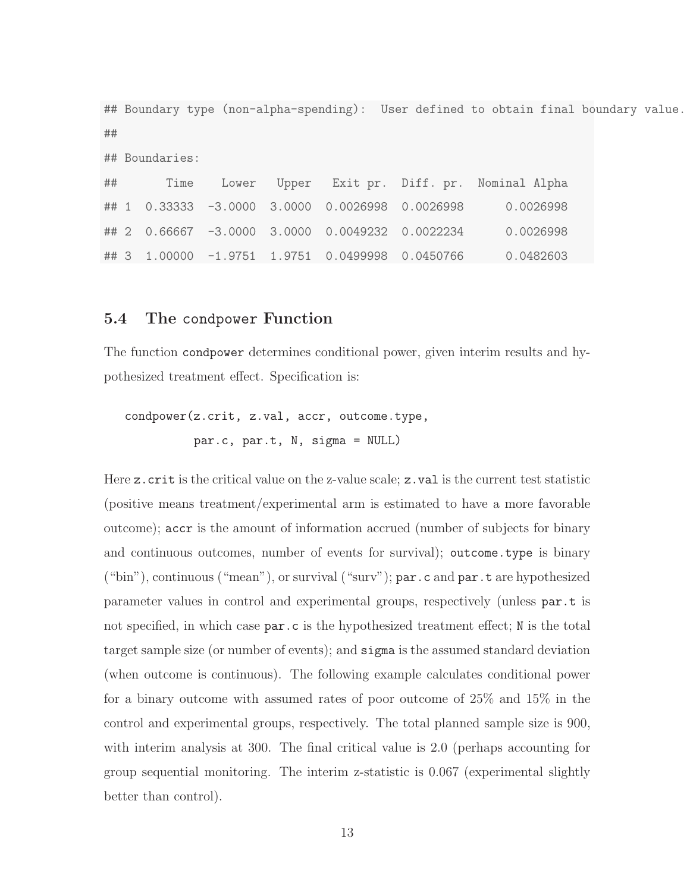```
## Boundary type (non-alpha-spending):  User defined to obtain final boundary value.
##
## Boundaries:
##        Time    Lower   Upper   Exit pr.  Diff. pr.  Nominal Alpha
## 1  0.33333  -3.0000  3.0000  0.0026998  0.0026998      0.0026998
## 2  0.66667  -3.0000  3.0000  0.0049232  0.0022234      0.0026998
## 3  1.00000  -1.9751  1.9751  0.0499998  0.0450766      0.0482603
```

## 5.4 The condpower Function

The function `condpower` determines conditional power, given interim results and hypothesized treatment effect. Specification is:

```
condpower(z.crit, z.val, accr, outcome.type,
          par.c, par.t, N, sigma = NULL)
```

Here `z.crit` is the critical value on the z-value scale; `z.val` is the current test statistic (positive means treatment/experimental arm is estimated to have a more favorable outcome); `accr` is the amount of information accrued (number of subjects for binary and continuous outcomes, number of events for survival); `outcome.type` is binary ("bin"), continuous ("mean"), or survival ("surv"); `par.c` and `par.t` are hypothesized parameter values in control and experimental groups, respectively (unless `par.t` is not specified, in which case `par.c` is the hypothesized treatment effect; `N` is the total target sample size (or number of events); and `sigma` is the assumed standard deviation (when outcome is continuous). The following example calculates conditional power for a binary outcome with assumed rates of poor outcome of 25% and 15% in the control and experimental groups, respectively. The total planned sample size is 900, with interim analysis at 300. The final critical value is 2.0 (perhaps accounting for group sequential monitoring. The interim z-statistic is 0.067 (experimental slightly better than control).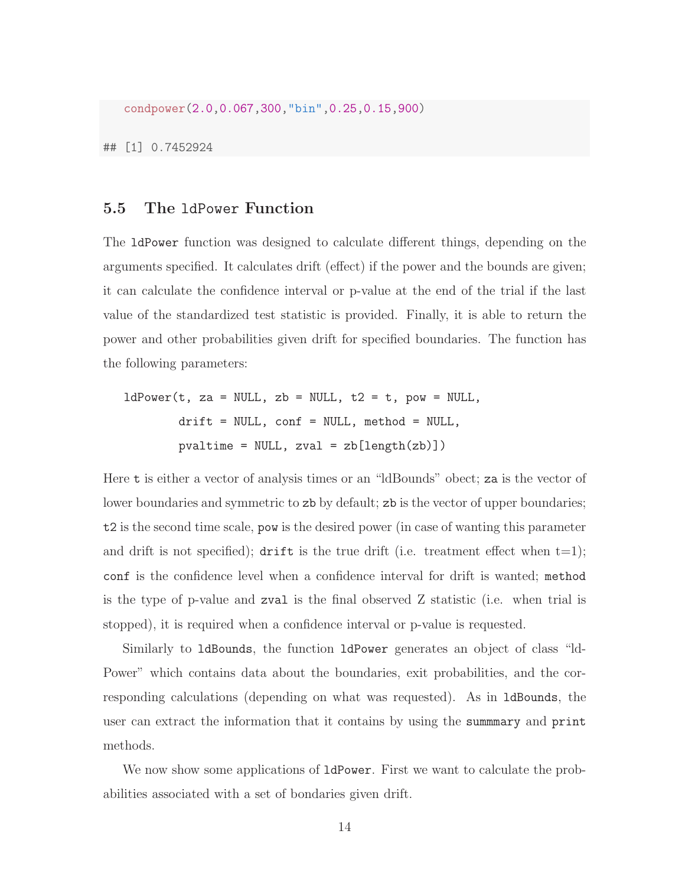```
condpower(2.0,0.067,300,"bin",0.25,0.15,900)

## [1] 0.7452924
```

### 5.5 The `ldPower` Function

The `ldPower` function was designed to calculate different things, depending on the arguments specified. It calculates drift (effect) if the power and the bounds are given; it can calculate the confidence interval or p-value at the end of the trial if the last value of the standardized test statistic is provided. Finally, it is able to return the power and other probabilities given drift for specified boundaries. The function has the following parameters:

```
ldPower(t, za = NULL, zb = NULL, t2 = t, pow = NULL,
        drift = NULL, conf = NULL, method = NULL,
        pvaltime = NULL, zval = zb[length(zb)])
```

Here `t` is either a vector of analysis times or an "ldBounds" obect; `za` is the vector of lower boundaries and symmetric to `zb` by default; `zb` is the vector of upper boundaries; `t2` is the second time scale, `pow` is the desired power (in case of wanting this parameter and drift is not specified); `drift` is the true drift (i.e. treatment effect when t=1); `conf` is the confidence level when a confidence interval for drift is wanted; `method` is the type of p-value and `zval` is the final observed Z statistic (i.e. when trial is stopped), it is required when a confidence interval or p-value is requested.

Similarly to `ldBounds`, the function `ldPower` generates an object of class "ld-Power" which contains data about the boundaries, exit probabilities, and the corresponding calculations (depending on what was requested). As in `ldBounds`, the user can extract the information that it contains by using the `summmary` and `print` methods.

We now show some applications of `ldPower`. First we want to calculate the probabilities associated with a set of bondaries given drift.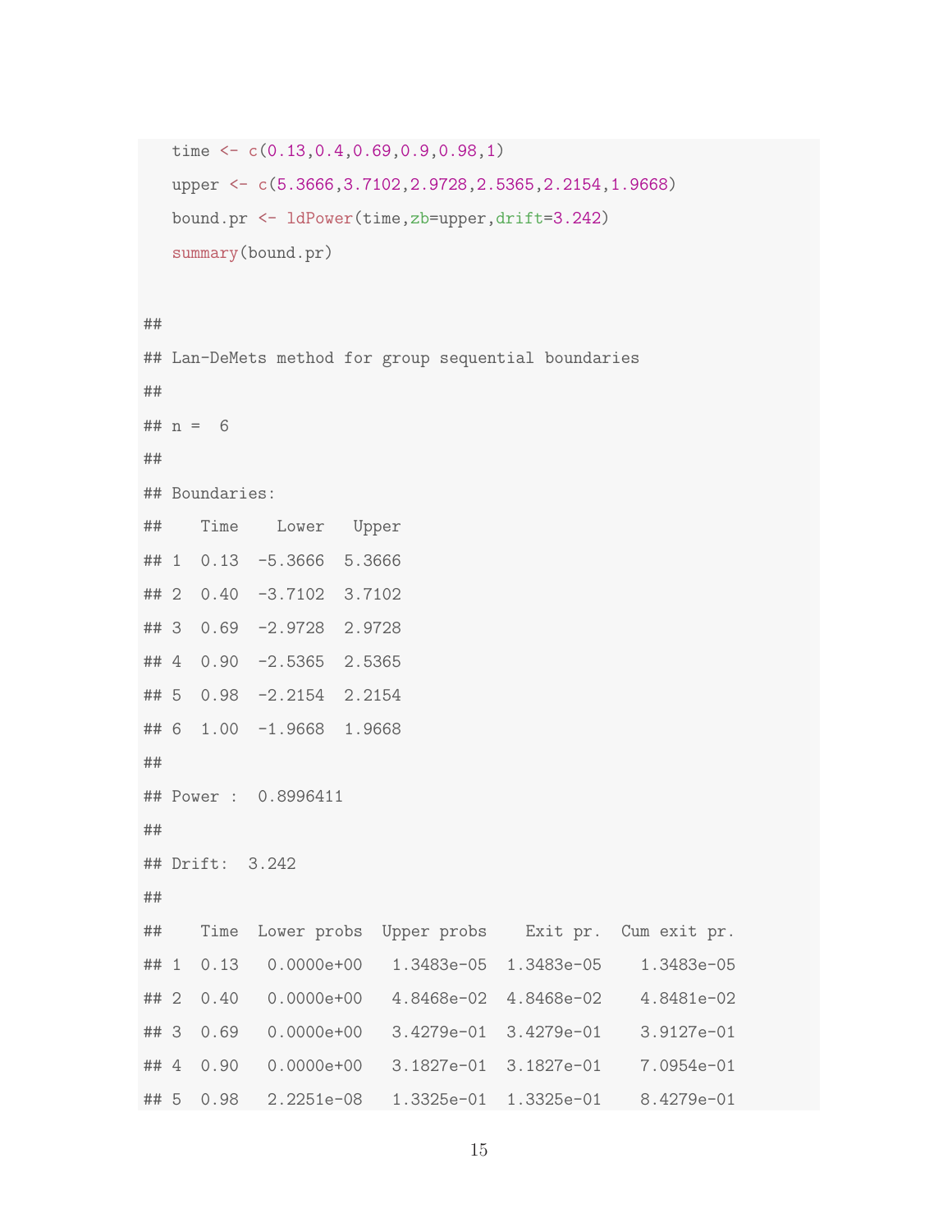```r
time <- c(0.13,0.4,0.69,0.9,0.98,1)
upper <- c(5.3666,3.7102,2.9728,2.5365,2.2154,1.9668)
bound.pr <- ldPower(time,zb=upper,drift=3.242)
summary(bound.pr)
```

```
##
## Lan-DeMets method for group sequential boundaries
##
## n =  6
##
## Boundaries:
##    Time    Lower   Upper
## 1  0.13  -5.3666  5.3666
## 2  0.40  -3.7102  3.7102
## 3  0.69  -2.9728  2.9728
## 4  0.90  -2.5365  2.5365
## 5  0.98  -2.2154  2.2154
## 6  1.00  -1.9668  1.9668
##
## Power :  0.8996411
##
## Drift:  3.242
##
##    Time  Lower probs  Upper probs    Exit pr.  Cum exit pr.
## 1  0.13   0.0000e+00   1.3483e-05  1.3483e-05    1.3483e-05
## 2  0.40   0.0000e+00   4.8468e-02  4.8468e-02    4.8481e-02
## 3  0.69   0.0000e+00   3.4279e-01  3.4279e-01    3.9127e-01
## 4  0.90   0.0000e+00   3.1827e-01  3.1827e-01    7.0954e-01
## 5  0.98   2.2251e-08   1.3325e-01  1.3325e-01    8.4279e-01
```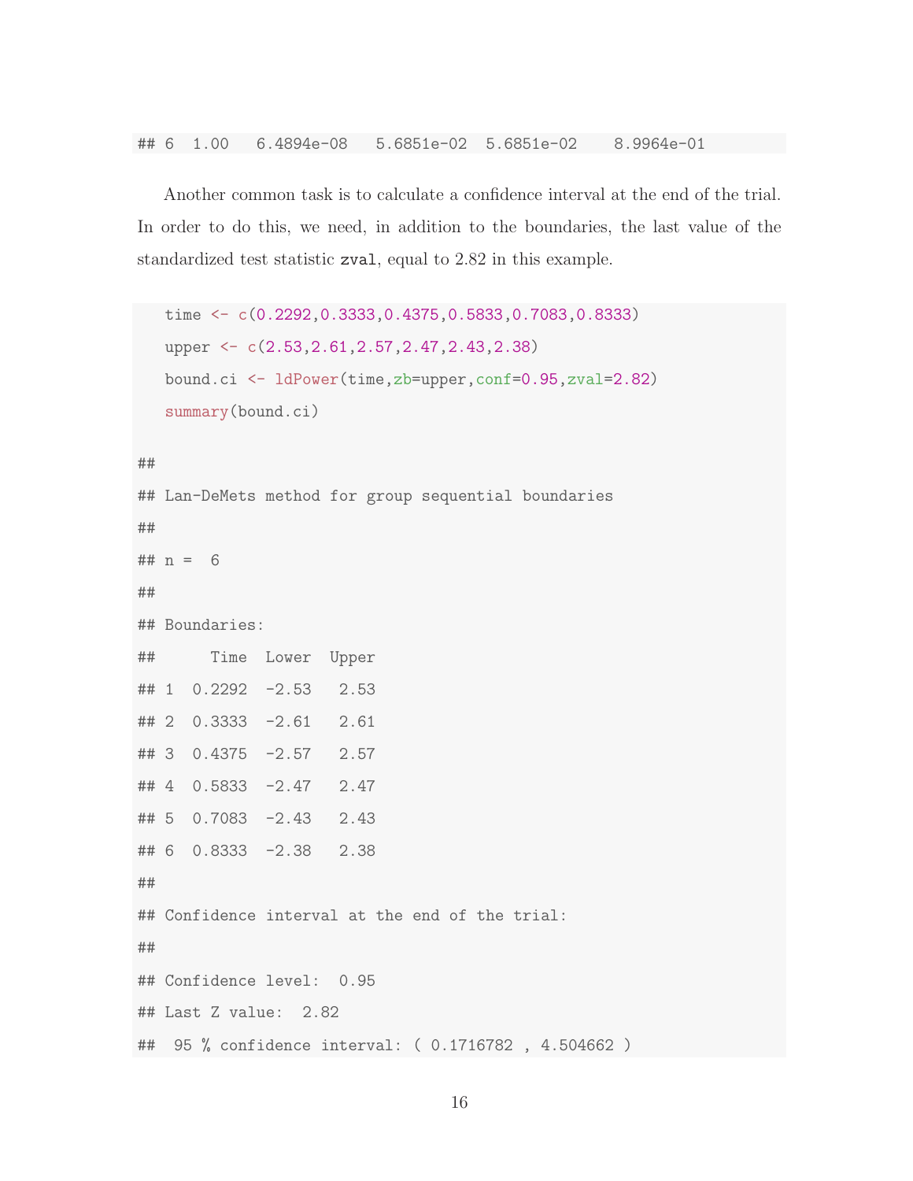```
## 6  1.00   6.4894e-08   5.6851e-02  5.6851e-02    8.9964e-01
```

Another common task is to calculate a confidence interval at the end of the trial. In order to do this, we need, in addition to the boundaries, the last value of the standardized test statistic `zval`, equal to 2.82 in this example.

```
time <- c(0.2292,0.3333,0.4375,0.5833,0.7083,0.8333)
upper <- c(2.53,2.61,2.57,2.47,2.43,2.38)
bound.ci <- ldPower(time,zb=upper,conf=0.95,zval=2.82)
summary(bound.ci)

##
## Lan-DeMets method for group sequential boundaries
##
## n =  6
##
## Boundaries:
##      Time  Lower  Upper
## 1  0.2292  -2.53   2.53
## 2  0.3333  -2.61   2.61
## 3  0.4375  -2.57   2.57
## 4  0.5833  -2.47   2.47
## 5  0.7083  -2.43   2.43
## 6  0.8333  -2.38   2.38
##
## Confidence interval at the end of the trial:
##
## Confidence level:  0.95
## Last Z value:  2.82
##  95 % confidence interval: ( 0.1716782 , 4.504662 )
```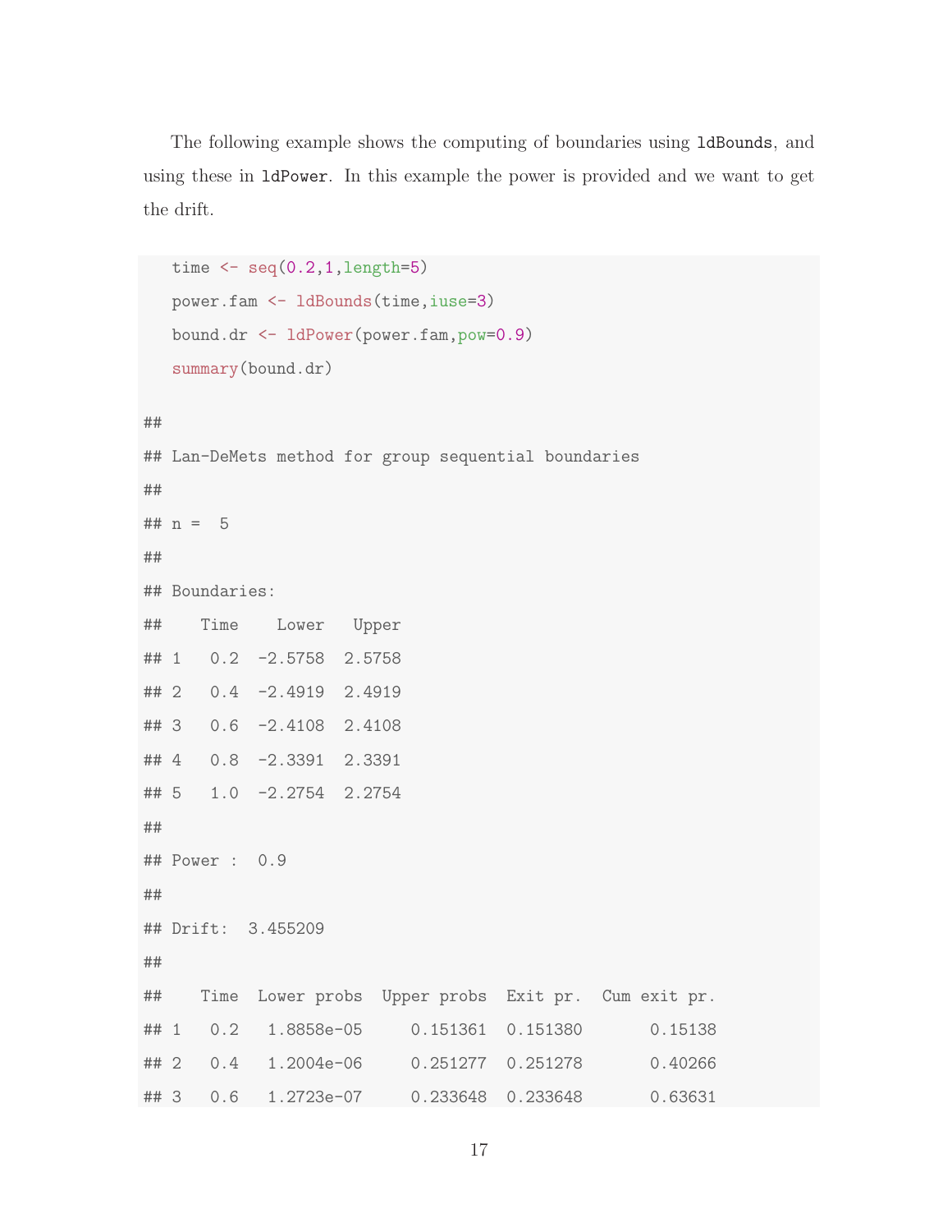The following example shows the computing of boundaries using `ldBounds`, and using these in `ldPower`. In this example the power is provided and we want to get the drift.

```
time <- seq(0.2,1,length=5)
power.fam <- ldBounds(time,iuse=3)
bound.dr <- ldPower(power.fam,pow=0.9)
summary(bound.dr)
```

```
##
## Lan-DeMets method for group sequential boundaries
##
## n =  5
##
## Boundaries:
##    Time    Lower   Upper
## 1   0.2  -2.5758  2.5758
## 2   0.4  -2.4919  2.4919
## 3   0.6  -2.4108  2.4108
## 4   0.8  -2.3391  2.3391
## 5   1.0  -2.2754  2.2754
##
## Power :  0.9
##
## Drift:  3.455209
##
##    Time  Lower probs  Upper probs  Exit pr.  Cum exit pr.
## 1   0.2   1.8858e-05     0.151361  0.151380       0.15138
## 2   0.4   1.2004e-06     0.251277  0.251278       0.40266
## 3   0.6   1.2723e-07     0.233648  0.233648       0.63631
```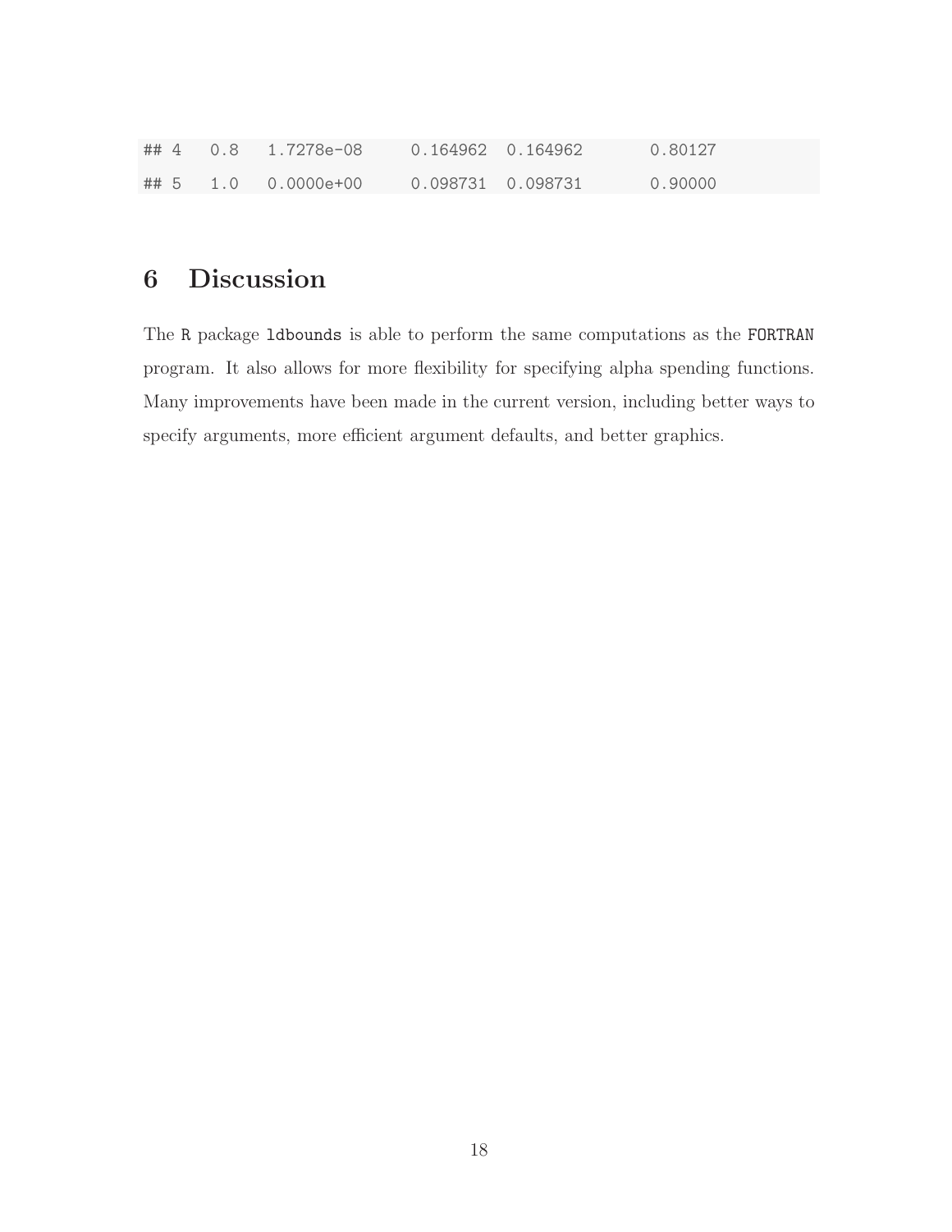```
## 4   0.8   1.7278e-08     0.164962  0.164962       0.80127
## 5   1.0   0.0000e+00     0.098731  0.098731       0.90000
```

# 6 Discussion

The R package ldbounds is able to perform the same computations as the FORTRAN program. It also allows for more flexibility for specifying alpha spending functions. Many improvements have been made in the current version, including better ways to specify arguments, more efficient argument defaults, and better graphics.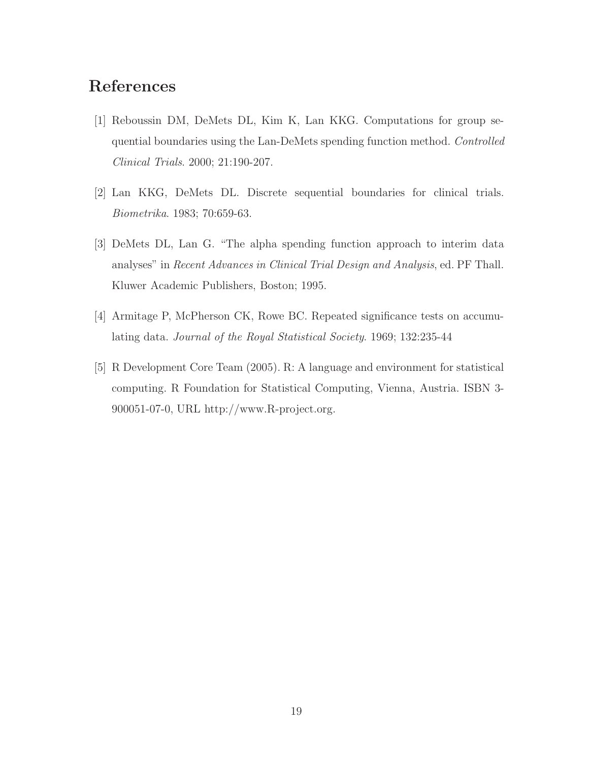# References

[1] Reboussin DM, DeMets DL, Kim K, Lan KKG. Computations for group sequential boundaries using the Lan-DeMets spending function method. *Controlled Clinical Trials*. 2000; 21:190-207.

[2] Lan KKG, DeMets DL. Discrete sequential boundaries for clinical trials. *Biometrika*. 1983; 70:659-63.

[3] DeMets DL, Lan G. "The alpha spending function approach to interim data analyses" in *Recent Advances in Clinical Trial Design and Analysis*, ed. PF Thall. Kluwer Academic Publishers, Boston; 1995.

[4] Armitage P, McPherson CK, Rowe BC. Repeated significance tests on accumulating data. *Journal of the Royal Statistical Society*. 1969; 132:235-44

[5] R Development Core Team (2005). R: A language and environment for statistical computing. R Foundation for Statistical Computing, Vienna, Austria. ISBN 3-900051-07-0, URL http://www.R-project.org.